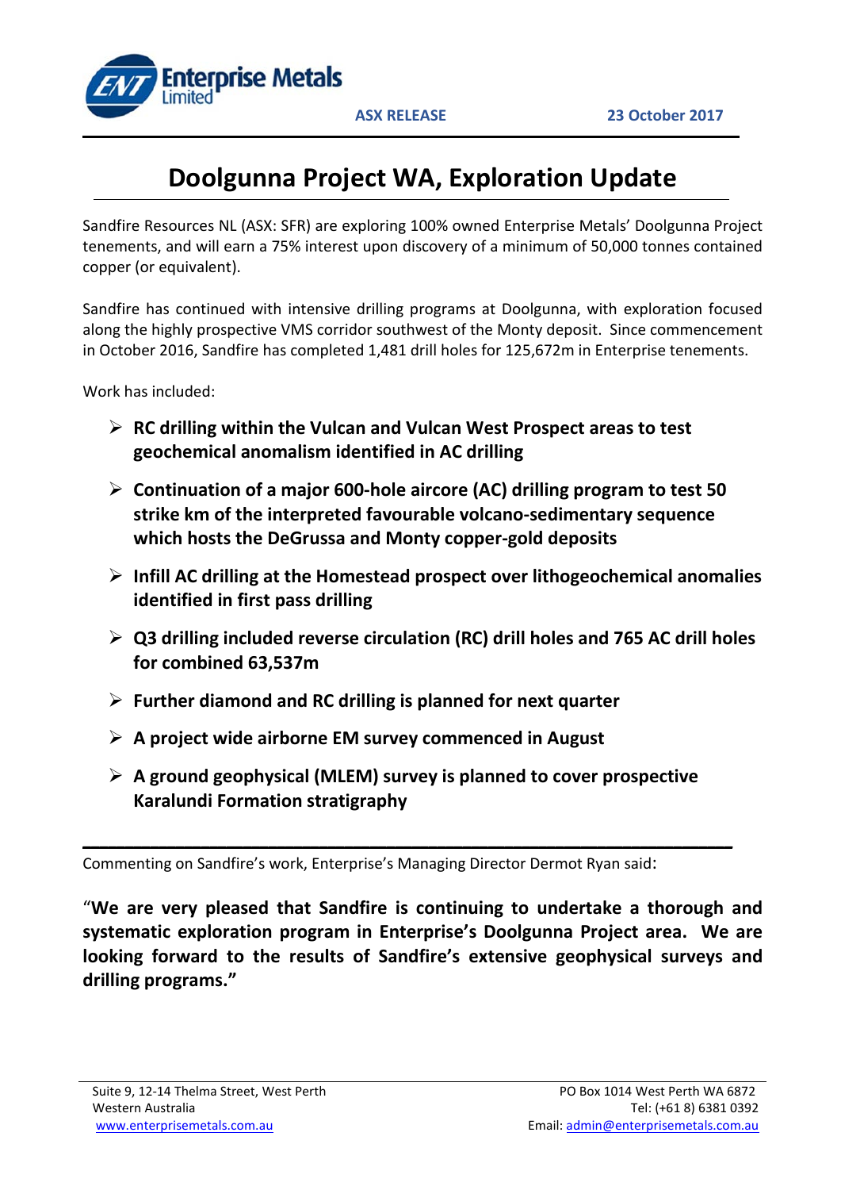Enterprise Metals Limited

**ASX RELEASE** **23 October 2017**

# Doolgunna Project WA, Exploration Update

Sandfire Resources NL (ASX: SFR) are exploring 100% owned Enterprise Metals' Doolgunna Project tenements, and will earn a 75% interest upon discovery of a minimum of 50,000 tonnes contained copper (or equivalent).

Sandfire has continued with intensive drilling programs at Doolgunna, with exploration focused along the highly prospective VMS corridor southwest of the Monty deposit. Since commencement in October 2016, Sandfire has completed 1,481 drill holes for 125,672m in Enterprise tenements.

Work has included:

- **RC drilling within the Vulcan and Vulcan West Prospect areas to test geochemical anomalism identified in AC drilling**
- **Continuation of a major 600-hole aircore (AC) drilling program to test 50 strike km of the interpreted favourable volcano-sedimentary sequence which hosts the DeGrussa and Monty copper-gold deposits**
- **Infill AC drilling at the Homestead prospect over lithogeochemical anomalies identified in first pass drilling**
- **Q3 drilling included reverse circulation (RC) drill holes and 765 AC drill holes for combined 63,537m**
- **Further diamond and RC drilling is planned for next quarter**
- **A project wide airborne EM survey commenced in August**
- **A ground geophysical (MLEM) survey is planned to cover prospective Karalundi Formation stratigraphy**

---

Commenting on Sandfire's work, Enterprise's Managing Director Dermot Ryan said:

"**We are very pleased that Sandfire is continuing to undertake a thorough and systematic exploration program in Enterprise's Doolgunna Project area. We are looking forward to the results of Sandfire's extensive geophysical surveys and drilling programs."**

Suite 9, 12-14 Thelma Street, West Perth
Western Australia
www.enterprisemetals.com.au

PO Box 1014 West Perth WA 6872
Tel: (+61 8) 6381 0392
Email: admin@enterprisemetals.com.au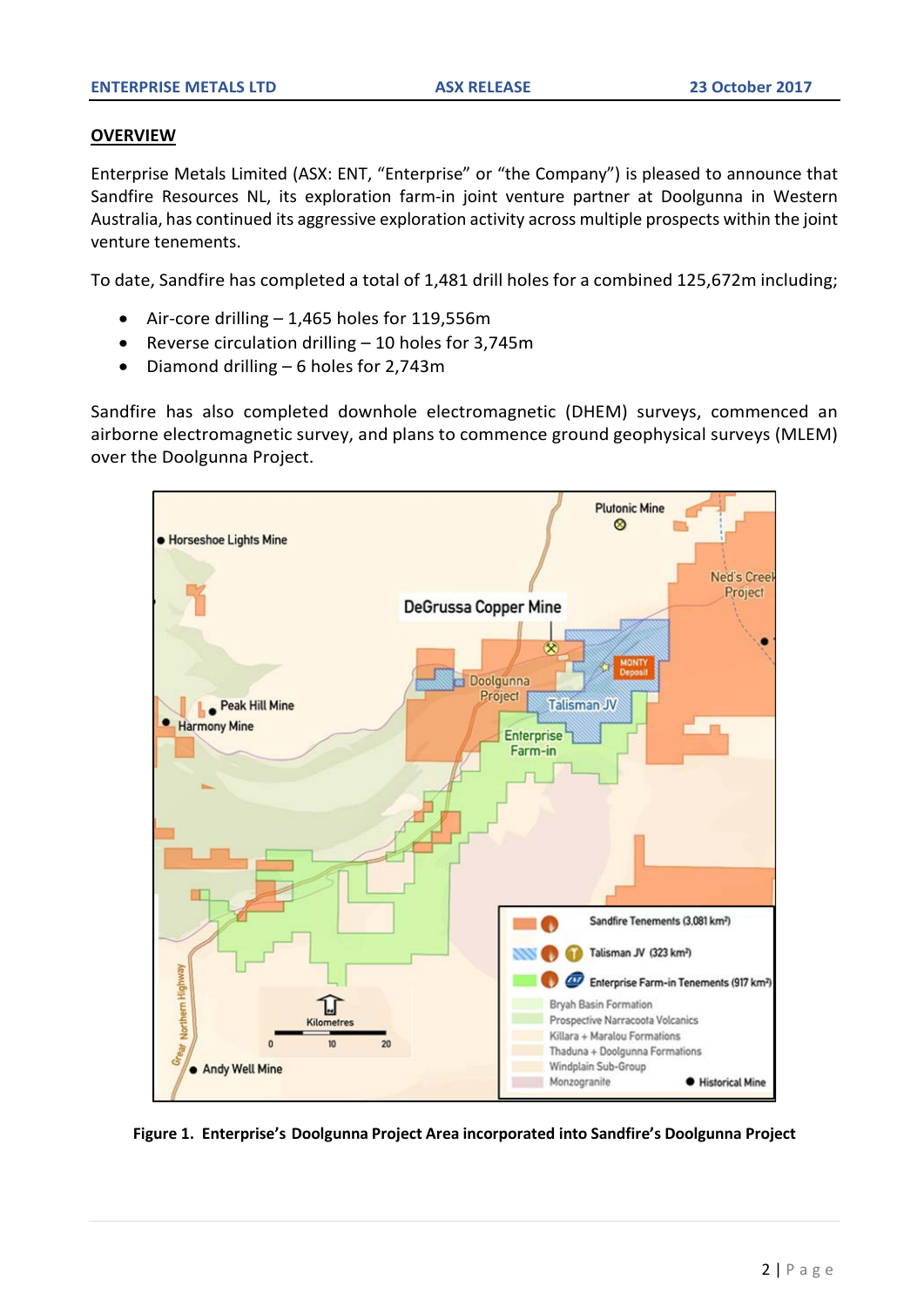## OVERVIEW

Enterprise Metals Limited (ASX: ENT, "Enterprise" or "the Company") is pleased to announce that Sandfire Resources NL, its exploration farm-in joint venture partner at Doolgunna in Western Australia, has continued its aggressive exploration activity across multiple prospects within the joint venture tenements.

To date, Sandfire has completed a total of 1,481 drill holes for a combined 125,672m including;

- Air-core drilling – 1,465 holes for 119,556m
- Reverse circulation drilling – 10 holes for 3,745m
- Diamond drilling – 6 holes for 2,743m

Sandfire has also completed downhole electromagnetic (DHEM) surveys, commenced an airborne electromagnetic survey, and plans to commence ground geophysical surveys (MLEM) over the Doolgunna Project.

**Figure 1. Enterprise's Doolgunna Project Area incorporated into Sandfire's Doolgunna Project**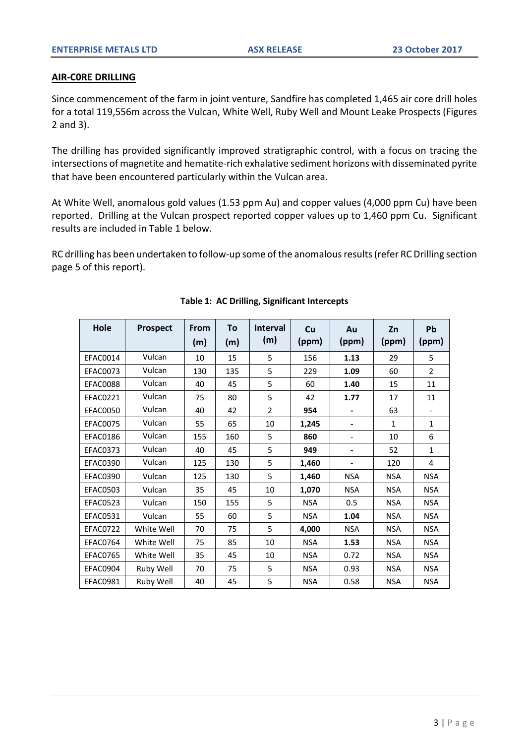## AIR-C0RE DRILLING

Since commencement of the farm in joint venture, Sandfire has completed 1,465 air core drill holes for a total 119,556m across the Vulcan, White Well, Ruby Well and Mount Leake Prospects (Figures 2 and 3).

The drilling has provided significantly improved stratigraphic control, with a focus on tracing the intersections of magnetite and hematite-rich exhalative sediment horizons with disseminated pyrite that have been encountered particularly within the Vulcan area.

At White Well, anomalous gold values (1.53 ppm Au) and copper values (4,000 ppm Cu) have been reported. Drilling at the Vulcan prospect reported copper values up to 1,460 ppm Cu. Significant results are included in Table 1 below.

RC drilling has been undertaken to follow-up some of the anomalous results (refer RC Drilling section page 5 of this report).

**Table 1: AC Drilling, Significant Intercepts**

| Hole | Prospect | From (m) | To (m) | Interval (m) | Cu (ppm) | Au (ppm) | Zn (ppm) | Pb (ppm) |
|---|---|---|---|---|---|---|---|---|
| EFAC0014 | Vulcan | 10 | 15 | 5 | 156 | **1.13** | 29 | 5 |
| EFAC0073 | Vulcan | 130 | 135 | 5 | 229 | **1.09** | 60 | 2 |
| EFAC0088 | Vulcan | 40 | 45 | 5 | 60 | **1.40** | 15 | 11 |
| EFAC0221 | Vulcan | 75 | 80 | 5 | 42 | **1.77** | 17 | 11 |
| EFAC0050 | Vulcan | 40 | 42 | 2 | **954** | - | 63 | - |
| EFAC0075 | Vulcan | 55 | 65 | 10 | **1,245** | - | 1 | 1 |
| EFAC0186 | Vulcan | 155 | 160 | 5 | **860** | - | 10 | 6 |
| EFAC0373 | Vulcan | 40 | 45 | 5 | **949** | - | 52 | 1 |
| EFAC0390 | Vulcan | 125 | 130 | 5 | **1,460** | - | 120 | 4 |
| EFAC0390 | Vulcan | 125 | 130 | 5 | **1,460** | NSA | NSA | NSA |
| EFAC0503 | Vulcan | 35 | 45 | 10 | **1,070** | NSA | NSA | NSA |
| EFAC0523 | Vulcan | 150 | 155 | 5 | NSA | 0.5 | NSA | NSA |
| EFAC0531 | Vulcan | 55 | 60 | 5 | NSA | **1.04** | NSA | NSA |
| EFAC0722 | White Well | 70 | 75 | 5 | **4,000** | NSA | NSA | NSA |
| EFAC0764 | White Well | 75 | 85 | 10 | NSA | **1.53** | NSA | NSA |
| EFAC0765 | White Well | 35 | 45 | 10 | NSA | 0.72 | NSA | NSA |
| EFAC0904 | Ruby Well | 70 | 75 | 5 | NSA | 0.93 | NSA | NSA |
| EFAC0981 | Ruby Well | 40 | 45 | 5 | NSA | 0.58 | NSA | NSA |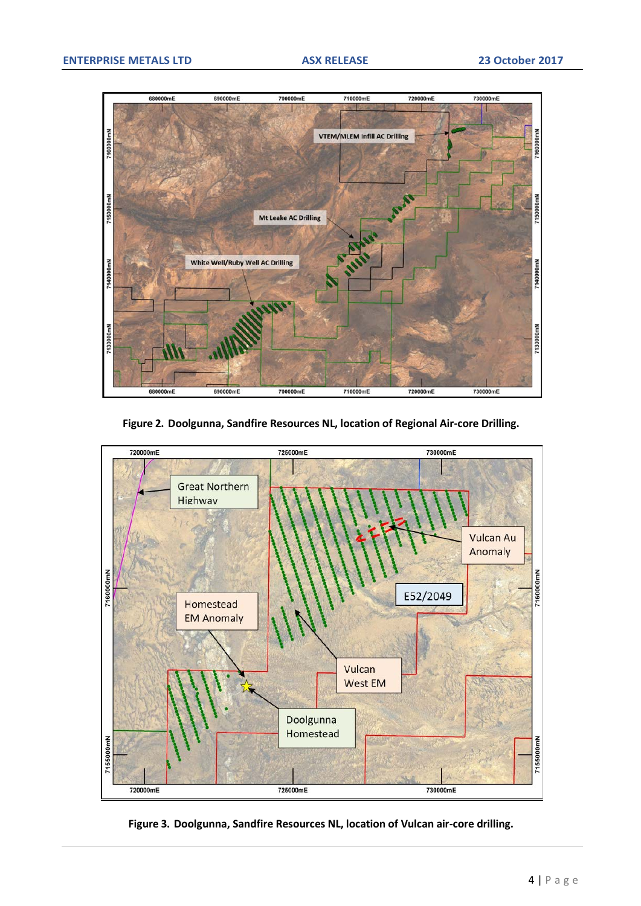**Figure 2. Doolgunna, Sandfire Resources NL, location of Regional Air-core Drilling.**

**Figure 3. Doolgunna, Sandfire Resources NL, location of Vulcan air-core drilling.**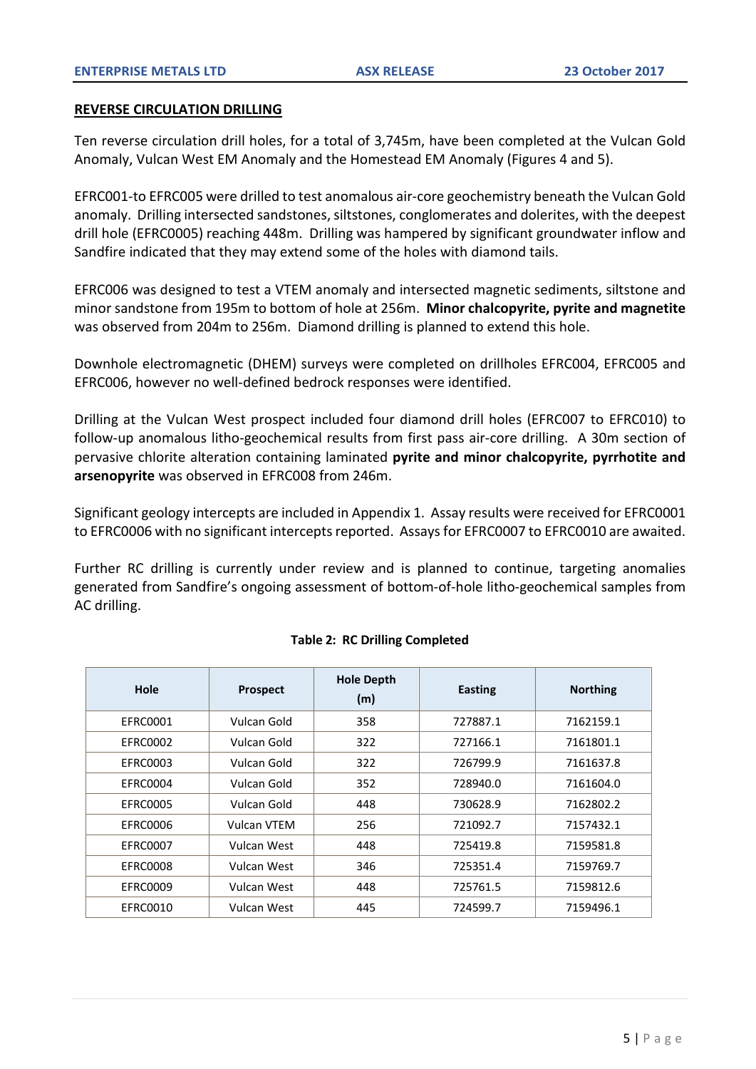## REVERSE CIRCULATION DRILLING

Ten reverse circulation drill holes, for a total of 3,745m, have been completed at the Vulcan Gold Anomaly, Vulcan West EM Anomaly and the Homestead EM Anomaly (Figures 4 and 5).

EFRC001-to EFRC005 were drilled to test anomalous air-core geochemistry beneath the Vulcan Gold anomaly. Drilling intersected sandstones, siltstones, conglomerates and dolerites, with the deepest drill hole (EFRC0005) reaching 448m. Drilling was hampered by significant groundwater inflow and Sandfire indicated that they may extend some of the holes with diamond tails.

EFRC006 was designed to test a VTEM anomaly and intersected magnetic sediments, siltstone and minor sandstone from 195m to bottom of hole at 256m. **Minor chalcopyrite, pyrite and magnetite** was observed from 204m to 256m. Diamond drilling is planned to extend this hole.

Downhole electromagnetic (DHEM) surveys were completed on drillholes EFRC004, EFRC005 and EFRC006, however no well-defined bedrock responses were identified.

Drilling at the Vulcan West prospect included four diamond drill holes (EFRC007 to EFRC010) to follow-up anomalous litho-geochemical results from first pass air-core drilling. A 30m section of pervasive chlorite alteration containing laminated **pyrite and minor chalcopyrite, pyrrhotite and arsenopyrite** was observed in EFRC008 from 246m.

Significant geology intercepts are included in Appendix 1. Assay results were received for EFRC0001 to EFRC0006 with no significant intercepts reported. Assays for EFRC0007 to EFRC0010 are awaited.

Further RC drilling is currently under review and is planned to continue, targeting anomalies generated from Sandfire's ongoing assessment of bottom-of-hole litho-geochemical samples from AC drilling.

**Table 2: RC Drilling Completed**

| Hole | Prospect | Hole Depth (m) | Easting | Northing |
|---|---|---|---|---|
| EFRC0001 | Vulcan Gold | 358 | 727887.1 | 7162159.1 |
| EFRC0002 | Vulcan Gold | 322 | 727166.1 | 7161801.1 |
| EFRC0003 | Vulcan Gold | 322 | 726799.9 | 7161637.8 |
| EFRC0004 | Vulcan Gold | 352 | 728940.0 | 7161604.0 |
| EFRC0005 | Vulcan Gold | 448 | 730628.9 | 7162802.2 |
| EFRC0006 | Vulcan VTEM | 256 | 721092.7 | 7157432.1 |
| EFRC0007 | Vulcan West | 448 | 725419.8 | 7159581.8 |
| EFRC0008 | Vulcan West | 346 | 725351.4 | 7159769.7 |
| EFRC0009 | Vulcan West | 448 | 725761.5 | 7159812.6 |
| EFRC0010 | Vulcan West | 445 | 724599.7 | 7159496.1 |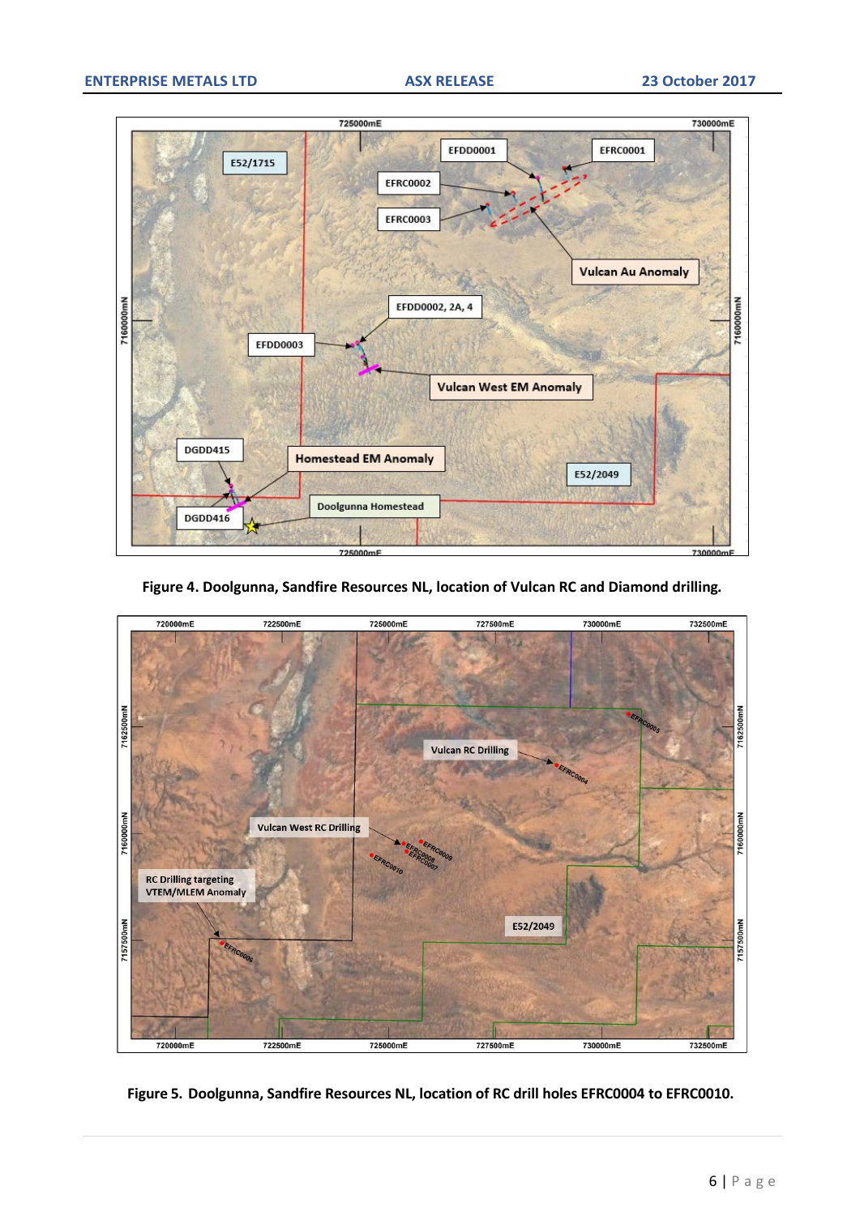Figure 4. Doolgunna, Sandfire Resources NL, location of Vulcan RC and Diamond drilling.

Figure 5. Doolgunna, Sandfire Resources NL, location of RC drill holes EFRC0004 to EFRC0010.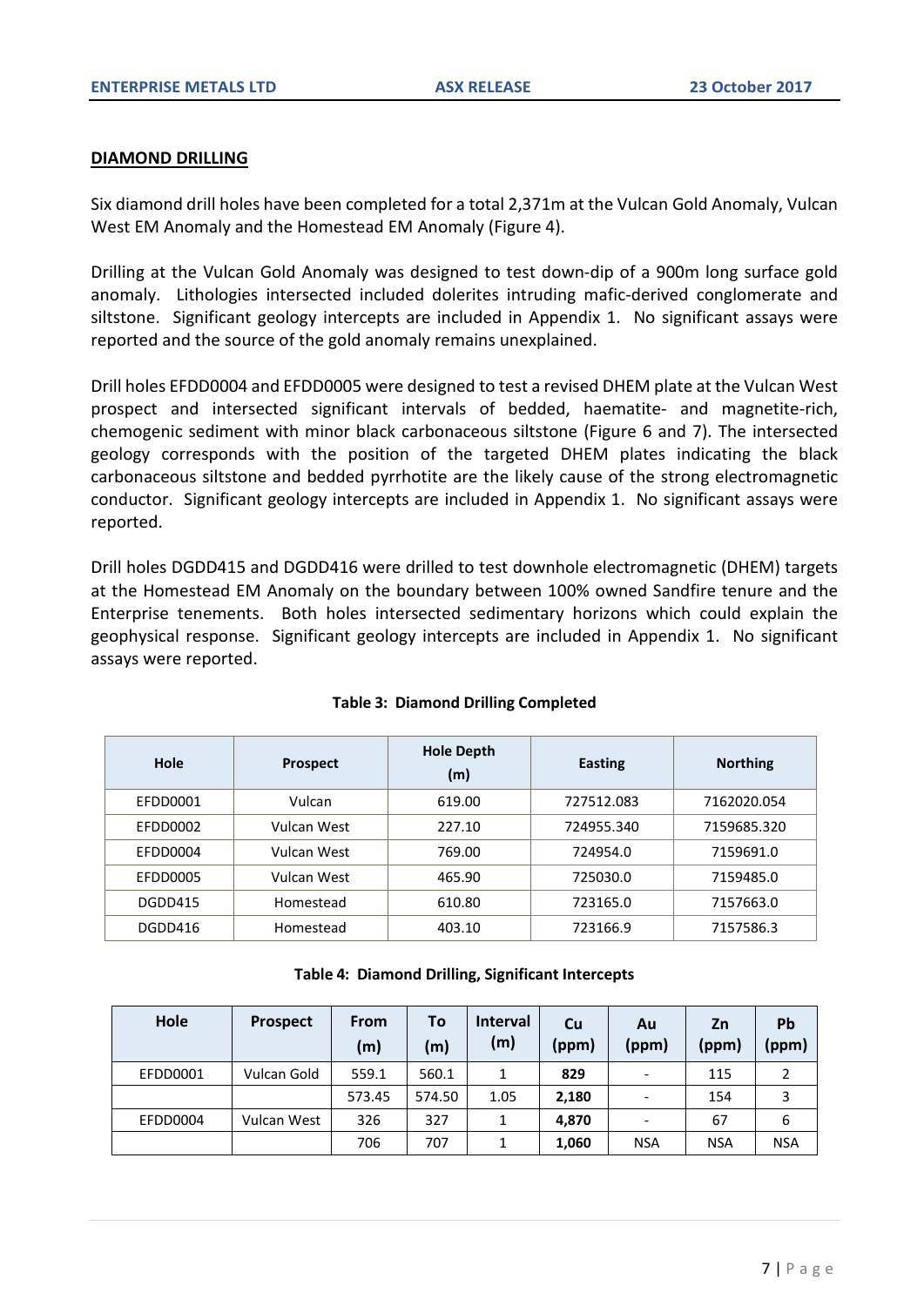## DIAMOND DRILLING

Six diamond drill holes have been completed for a total 2,371m at the Vulcan Gold Anomaly, Vulcan West EM Anomaly and the Homestead EM Anomaly (Figure 4).

Drilling at the Vulcan Gold Anomaly was designed to test down-dip of a 900m long surface gold anomaly. Lithologies intersected included dolerites intruding mafic-derived conglomerate and siltstone. Significant geology intercepts are included in Appendix 1. No significant assays were reported and the source of the gold anomaly remains unexplained.

Drill holes EFDD0004 and EFDD0005 were designed to test a revised DHEM plate at the Vulcan West prospect and intersected significant intervals of bedded, haematite- and magnetite-rich, chemogenic sediment with minor black carbonaceous siltstone (Figure 6 and 7). The intersected geology corresponds with the position of the targeted DHEM plates indicating the black carbonaceous siltstone and bedded pyrrhotite are the likely cause of the strong electromagnetic conductor. Significant geology intercepts are included in Appendix 1. No significant assays were reported.

Drill holes DGDD415 and DGDD416 were drilled to test downhole electromagnetic (DHEM) targets at the Homestead EM Anomaly on the boundary between 100% owned Sandfire tenure and the Enterprise tenements. Both holes intersected sedimentary horizons which could explain the geophysical response. Significant geology intercepts are included in Appendix 1. No significant assays were reported.

**Table 3: Diamond Drilling Completed**

| Hole | Prospect | Hole Depth (m) | Easting | Northing |
|---|---|---|---|---|
| EFDD0001 | Vulcan | 619.00 | 727512.083 | 7162020.054 |
| EFDD0002 | Vulcan West | 227.10 | 724955.340 | 7159685.320 |
| EFDD0004 | Vulcan West | 769.00 | 724954.0 | 7159691.0 |
| EFDD0005 | Vulcan West | 465.90 | 725030.0 | 7159485.0 |
| DGDD415 | Homestead | 610.80 | 723165.0 | 7157663.0 |
| DGDD416 | Homestead | 403.10 | 723166.9 | 7157586.3 |

**Table 4: Diamond Drilling, Significant Intercepts**

| Hole | Prospect | From (m) | To (m) | Interval (m) | Cu (ppm) | Au (ppm) | Zn (ppm) | Pb (ppm) |
|---|---|---|---|---|---|---|---|---|
| EFDD0001 | Vulcan Gold | 559.1 | 560.1 | 1 | **829** | - | 115 | 2 |
| | | 573.45 | 574.50 | 1.05 | **2,180** | - | 154 | 3 |
| EFDD0004 | Vulcan West | 326 | 327 | 1 | **4,870** | - | 67 | 6 |
| | | 706 | 707 | 1 | **1,060** | NSA | NSA | NSA |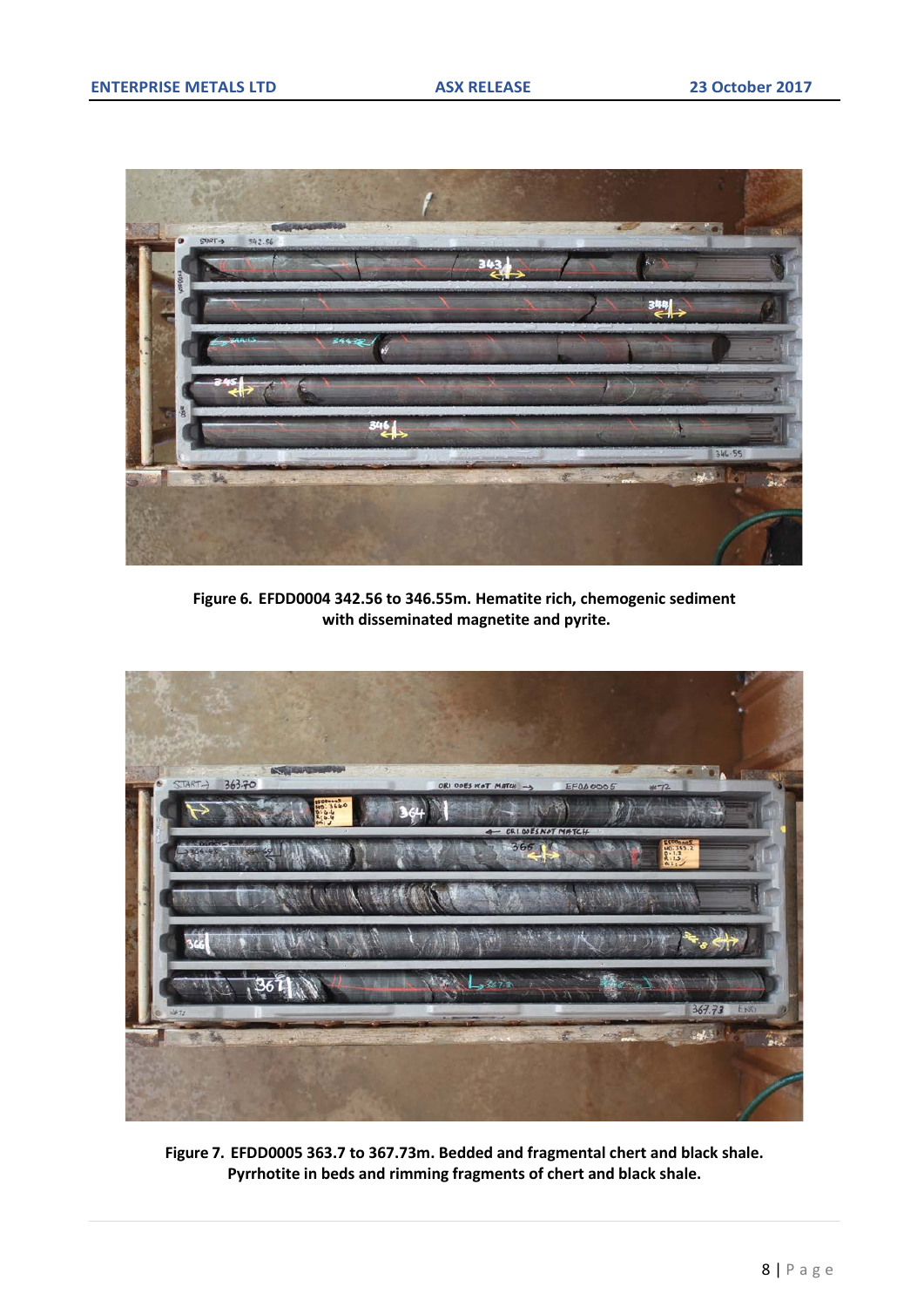Figure 6. EFDD0004 342.56 to 346.55m. Hematite rich, chemogenic sediment with disseminated magnetite and pyrite.

Figure 7. EFDD0005 363.7 to 367.73m. Bedded and fragmental chert and black shale. Pyrrhotite in beds and rimming fragments of chert and black shale.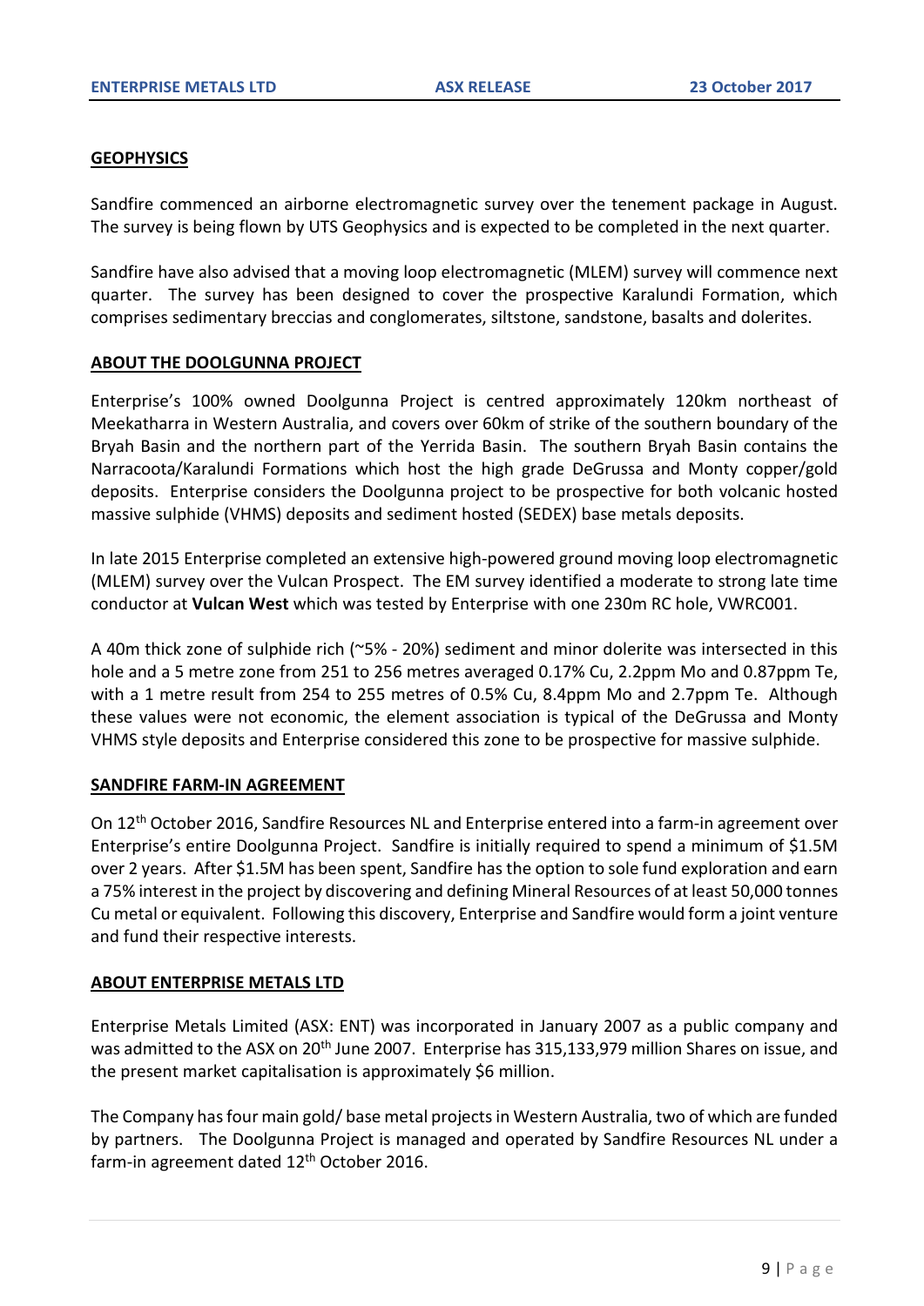## GEOPHYSICS

Sandfire commenced an airborne electromagnetic survey over the tenement package in August. The survey is being flown by UTS Geophysics and is expected to be completed in the next quarter.

Sandfire have also advised that a moving loop electromagnetic (MLEM) survey will commence next quarter. The survey has been designed to cover the prospective Karalundi Formation, which comprises sedimentary breccias and conglomerates, siltstone, sandstone, basalts and dolerites.

## ABOUT THE DOOLGUNNA PROJECT

Enterprise's 100% owned Doolgunna Project is centred approximately 120km northeast of Meekatharra in Western Australia, and covers over 60km of strike of the southern boundary of the Bryah Basin and the northern part of the Yerrida Basin. The southern Bryah Basin contains the Narracoota/Karalundi Formations which host the high grade DeGrussa and Monty copper/gold deposits. Enterprise considers the Doolgunna project to be prospective for both volcanic hosted massive sulphide (VHMS) deposits and sediment hosted (SEDEX) base metals deposits.

In late 2015 Enterprise completed an extensive high-powered ground moving loop electromagnetic (MLEM) survey over the Vulcan Prospect. The EM survey identified a moderate to strong late time conductor at **Vulcan West** which was tested by Enterprise with one 230m RC hole, VWRC001.

A 40m thick zone of sulphide rich (~5% - 20%) sediment and minor dolerite was intersected in this hole and a 5 metre zone from 251 to 256 metres averaged 0.17% Cu, 2.2ppm Mo and 0.87ppm Te, with a 1 metre result from 254 to 255 metres of 0.5% Cu, 8.4ppm Mo and 2.7ppm Te. Although these values were not economic, the element association is typical of the DeGrussa and Monty VHMS style deposits and Enterprise considered this zone to be prospective for massive sulphide.

## SANDFIRE FARM-IN AGREEMENT

On 12th October 2016, Sandfire Resources NL and Enterprise entered into a farm-in agreement over Enterprise's entire Doolgunna Project. Sandfire is initially required to spend a minimum of $1.5M over 2 years. After $1.5M has been spent, Sandfire has the option to sole fund exploration and earn a 75% interest in the project by discovering and defining Mineral Resources of at least 50,000 tonnes Cu metal or equivalent. Following this discovery, Enterprise and Sandfire would form a joint venture and fund their respective interests.

## ABOUT ENTERPRISE METALS LTD

Enterprise Metals Limited (ASX: ENT) was incorporated in January 2007 as a public company and was admitted to the ASX on 20th June 2007. Enterprise has 315,133,979 million Shares on issue, and the present market capitalisation is approximately $6 million.

The Company has four main gold/ base metal projects in Western Australia, two of which are funded by partners. The Doolgunna Project is managed and operated by Sandfire Resources NL under a farm-in agreement dated 12th October 2016.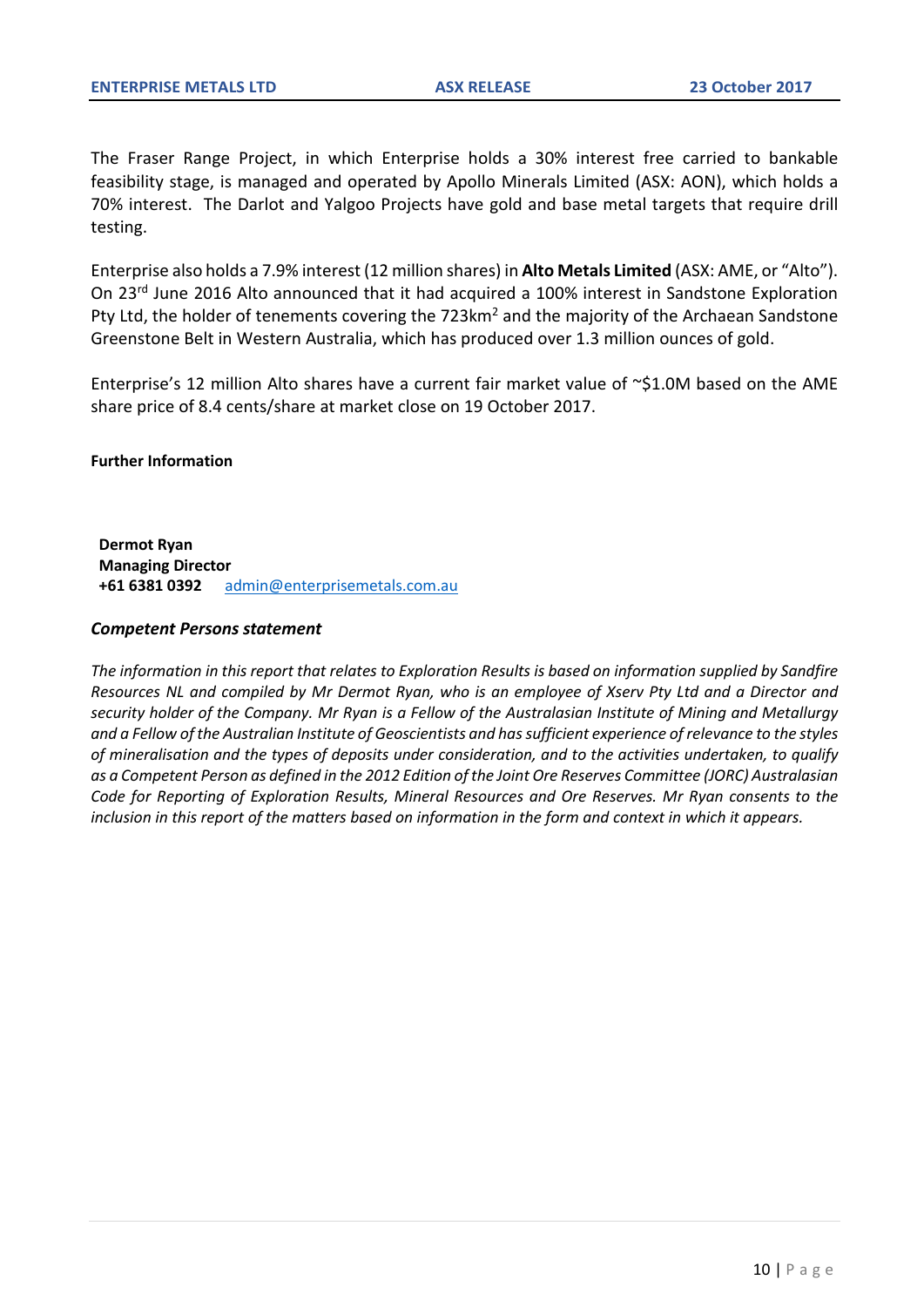The Fraser Range Project, in which Enterprise holds a 30% interest free carried to bankable feasibility stage, is managed and operated by Apollo Minerals Limited (ASX: AON), which holds a 70% interest. The Darlot and Yalgoo Projects have gold and base metal targets that require drill testing.

Enterprise also holds a 7.9% interest (12 million shares) in **Alto Metals Limited** (ASX: AME, or "Alto"). On 23rd June 2016 Alto announced that it had acquired a 100% interest in Sandstone Exploration Pty Ltd, the holder of tenements covering the 723km$^2$ and the majority of the Archaean Sandstone Greenstone Belt in Western Australia, which has produced over 1.3 million ounces of gold.

Enterprise's 12 million Alto shares have a current fair market value of ~$1.0M based on the AME share price of 8.4 cents/share at market close on 19 October 2017.

**Further Information**

**Dermot Ryan**
**Managing Director**
**+61 6381 0392** admin@enterprisemetals.com.au

***Competent Persons statement***

*The information in this report that relates to Exploration Results is based on information supplied by Sandfire Resources NL and compiled by Mr Dermot Ryan, who is an employee of Xserv Pty Ltd and a Director and security holder of the Company. Mr Ryan is a Fellow of the Australasian Institute of Mining and Metallurgy and a Fellow of the Australian Institute of Geoscientists and has sufficient experience of relevance to the styles of mineralisation and the types of deposits under consideration, and to the activities undertaken, to qualify as a Competent Person as defined in the 2012 Edition of the Joint Ore Reserves Committee (JORC) Australasian Code for Reporting of Exploration Results, Mineral Resources and Ore Reserves. Mr Ryan consents to the inclusion in this report of the matters based on information in the form and context in which it appears.*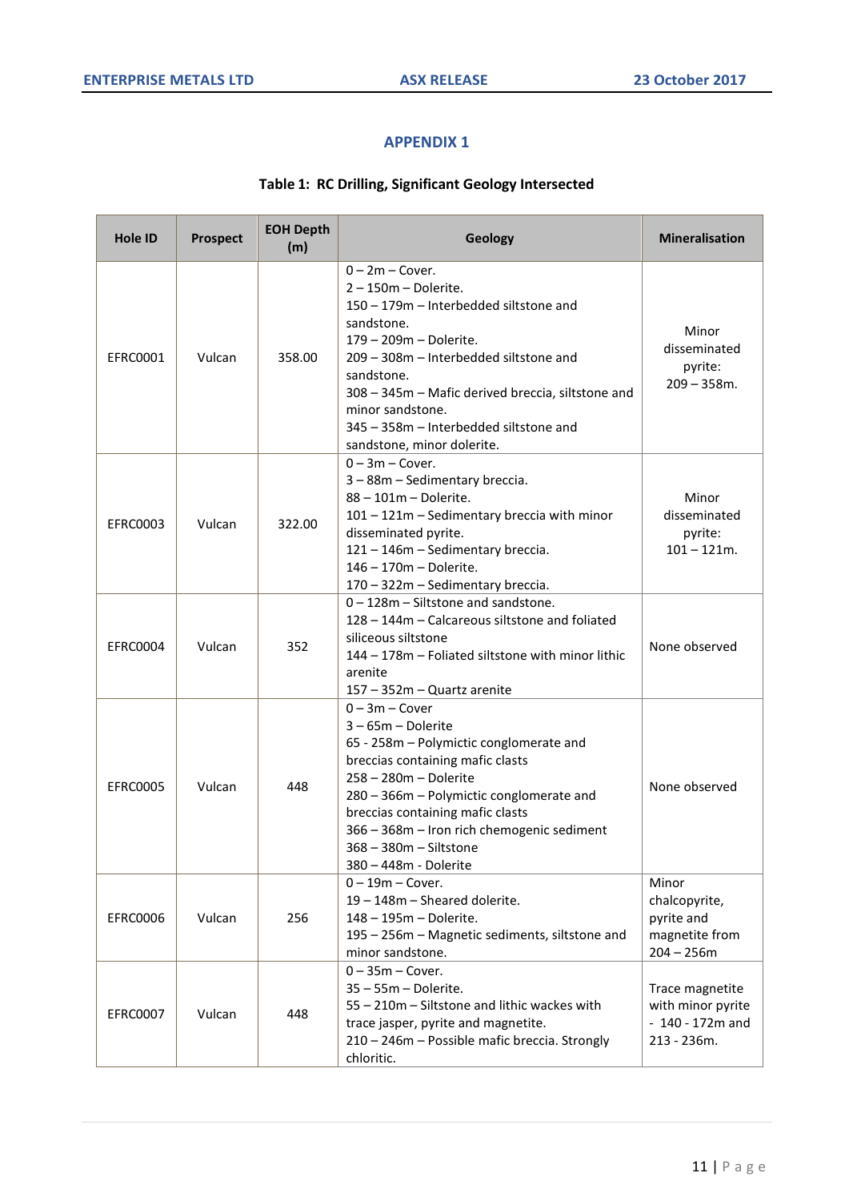## APPENDIX 1

**Table 1: RC Drilling, Significant Geology Intersected**

| Hole ID | Prospect | EOH Depth (m) | Geology | Mineralisation |
|---|---|---|---|---|
| EFRC0001 | Vulcan | 358.00 | 0 – 2m – Cover.<br>2 – 150m – Dolerite.<br>150 – 179m – Interbedded siltstone and sandstone.<br>179 – 209m – Dolerite.<br>209 – 308m – Interbedded siltstone and sandstone.<br>308 – 345m – Mafic derived breccia, siltstone and minor sandstone.<br>345 – 358m – Interbedded siltstone and sandstone, minor dolerite. | Minor disseminated pyrite: 209 – 358m. |
| EFRC0003 | Vulcan | 322.00 | 0 – 3m – Cover.<br>3 – 88m – Sedimentary breccia.<br>88 – 101m – Dolerite.<br>101 – 121m – Sedimentary breccia with minor disseminated pyrite.<br>121 – 146m – Sedimentary breccia.<br>146 – 170m – Dolerite.<br>170 – 322m – Sedimentary breccia. | Minor disseminated pyrite: 101 – 121m. |
| EFRC0004 | Vulcan | 352 | 0 – 128m – Siltstone and sandstone.<br>128 – 144m – Calcareous siltstone and foliated siliceous siltstone<br>144 – 178m – Foliated siltstone with minor lithic arenite<br>157 – 352m – Quartz arenite | None observed |
| EFRC0005 | Vulcan | 448 | 0 – 3m – Cover<br>3 – 65m – Dolerite<br>65 - 258m – Polymictic conglomerate and breccias containing mafic clasts<br>258 – 280m – Dolerite<br>280 – 366m – Polymictic conglomerate and breccias containing mafic clasts<br>366 – 368m – Iron rich chemogenic sediment<br>368 – 380m – Siltstone<br>380 – 448m - Dolerite | None observed |
| EFRC0006 | Vulcan | 256 | 0 – 19m – Cover.<br>19 – 148m – Sheared dolerite.<br>148 – 195m – Dolerite.<br>195 – 256m – Magnetic sediments, siltstone and minor sandstone. | Minor chalcopyrite, pyrite and magnetite from 204 – 256m |
| EFRC0007 | Vulcan | 448 | 0 – 35m – Cover.<br>35 – 55m – Dolerite.<br>55 – 210m – Siltstone and lithic wackes with trace jasper, pyrite and magnetite.<br>210 – 246m – Possible mafic breccia. Strongly chloritic. | Trace magnetite with minor pyrite - 140 - 172m and 213 - 236m. |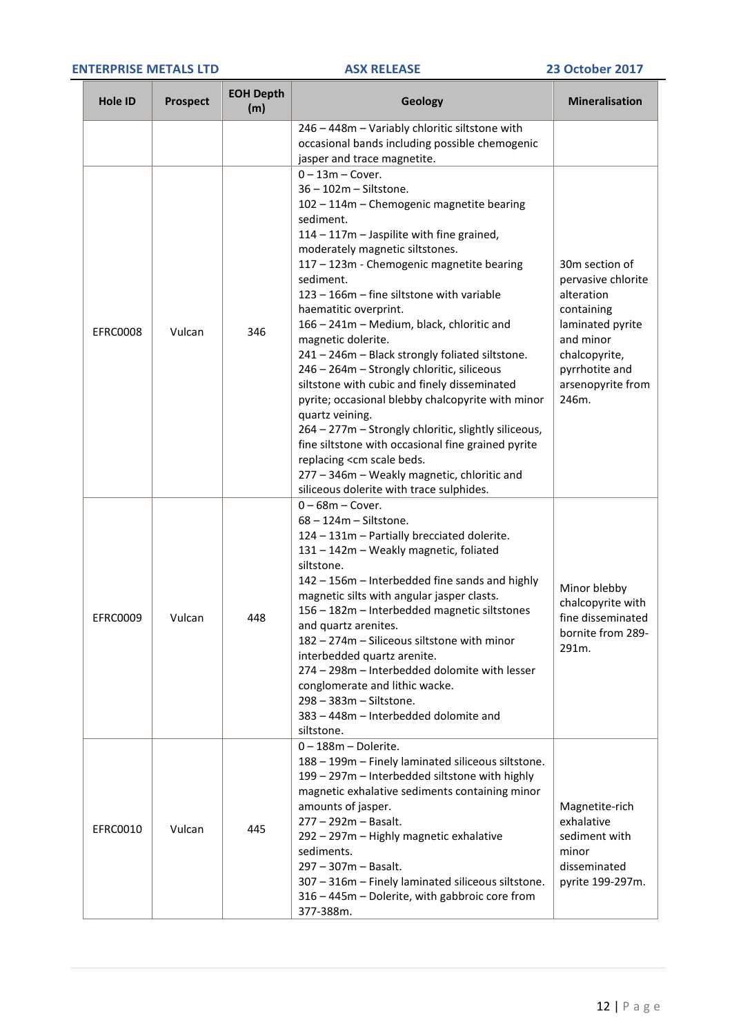| Hole ID | Prospect | EOH Depth (m) | Geology | Mineralisation |
|---|---|---|---|---|
| | | | 246 – 448m – Variably chloritic siltstone with occasional bands including possible chemogenic jasper and trace magnetite. | |
| EFRC0008 | Vulcan | 346 | 0 – 13m – Cover.<br>36 – 102m – Siltstone.<br>102 – 114m – Chemogenic magnetite bearing sediment.<br>114 – 117m – Jaspilite with fine grained, moderately magnetic siltstones.<br>117 – 123m - Chemogenic magnetite bearing sediment.<br>123 – 166m – fine siltstone with variable haematitic overprint.<br>166 – 241m – Medium, black, chloritic and magnetic dolerite.<br>241 – 246m – Black strongly foliated siltstone.<br>246 – 264m – Strongly chloritic, siliceous siltstone with cubic and finely disseminated pyrite; occasional blebby chalcopyrite with minor quartz veining.<br>264 – 277m – Strongly chloritic, slightly siliceous, fine siltstone with occasional fine grained pyrite replacing <cm scale beds.<br>277 – 346m – Weakly magnetic, chloritic and siliceous dolerite with trace sulphides. | 30m section of pervasive chlorite alteration containing laminated pyrite and minor chalcopyrite, pyrrhotite and arsenopyrite from 246m. |
| EFRC0009 | Vulcan | 448 | 0 – 68m – Cover.<br>68 – 124m – Siltstone.<br>124 – 131m – Partially brecciated dolerite.<br>131 – 142m – Weakly magnetic, foliated siltstone.<br>142 – 156m – Interbedded fine sands and highly magnetic silts with angular jasper clasts.<br>156 – 182m – Interbedded magnetic siltstones and quartz arenites.<br>182 – 274m – Siliceous siltstone with minor interbedded quartz arenite.<br>274 – 298m – Interbedded dolomite with lesser conglomerate and lithic wacke.<br>298 – 383m – Siltstone.<br>383 – 448m – Interbedded dolomite and siltstone. | Minor blebby chalcopyrite with fine disseminated bornite from 289-291m. |
| EFRC0010 | Vulcan | 445 | 0 – 188m – Dolerite.<br>188 – 199m – Finely laminated siliceous siltstone.<br>199 – 297m – Interbedded siltstone with highly magnetic exhalative sediments containing minor amounts of jasper.<br>277 – 292m – Basalt.<br>292 – 297m – Highly magnetic exhalative sediments.<br>297 – 307m – Basalt.<br>307 – 316m – Finely laminated siliceous siltstone.<br>316 – 445m – Dolerite, with gabbroic core from 377-388m. | Magnetite-rich exhalative sediment with minor disseminated pyrite 199-297m. |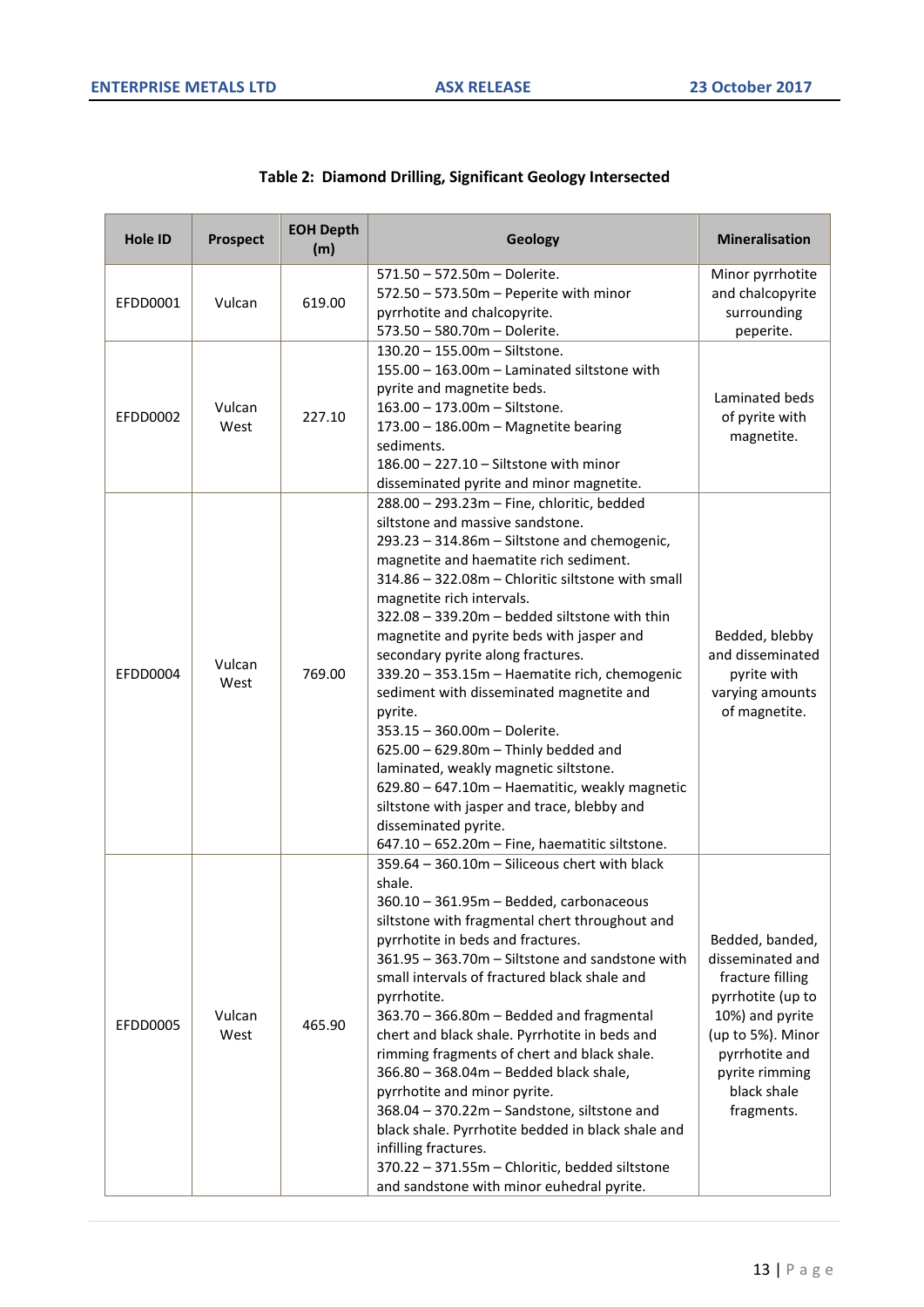**Table 2: Diamond Drilling, Significant Geology Intersected**

| Hole ID | Prospect | EOH Depth (m) | Geology | Mineralisation |
|---|---|---|---|---|
| EFDD0001 | Vulcan | 619.00 | 571.50 – 572.50m – Dolerite.<br>572.50 – 573.50m – Peperite with minor pyrrhotite and chalcopyrite.<br>573.50 – 580.70m – Dolerite. | Minor pyrrhotite and chalcopyrite surrounding peperite. |
| EFDD0002 | Vulcan West | 227.10 | 130.20 – 155.00m – Siltstone.<br>155.00 – 163.00m – Laminated siltstone with pyrite and magnetite beds.<br>163.00 – 173.00m – Siltstone.<br>173.00 – 186.00m – Magnetite bearing sediments.<br>186.00 – 227.10 – Siltstone with minor disseminated pyrite and minor magnetite. | Laminated beds of pyrite with magnetite. |
| EFDD0004 | Vulcan West | 769.00 | 288.00 – 293.23m – Fine, chloritic, bedded siltstone and massive sandstone.<br>293.23 – 314.86m – Siltstone and chemogenic, magnetite and haematite rich sediment.<br>314.86 – 322.08m – Chloritic siltstone with small magnetite rich intervals.<br>322.08 – 339.20m – bedded siltstone with thin magnetite and pyrite beds with jasper and secondary pyrite along fractures.<br>339.20 – 353.15m – Haematite rich, chemogenic sediment with disseminated magnetite and pyrite.<br>353.15 – 360.00m – Dolerite.<br>625.00 – 629.80m – Thinly bedded and laminated, weakly magnetic siltstone.<br>629.80 – 647.10m – Haematitic, weakly magnetic siltstone with jasper and trace, blebby and disseminated pyrite.<br>647.10 – 652.20m – Fine, haematitic siltstone. | Bedded, blebby and disseminated pyrite with varying amounts of magnetite. |
| EFDD0005 | Vulcan West | 465.90 | 359.64 – 360.10m – Siliceous chert with black shale.<br>360.10 – 361.95m – Bedded, carbonaceous siltstone with fragmental chert throughout and pyrrhotite in beds and fractures.<br>361.95 – 363.70m – Siltstone and sandstone with small intervals of fractured black shale and pyrrhotite.<br>363.70 – 366.80m – Bedded and fragmental chert and black shale. Pyrrhotite in beds and rimming fragments of chert and black shale.<br>366.80 – 368.04m – Bedded black shale, pyrrhotite and minor pyrite.<br>368.04 – 370.22m – Sandstone, siltstone and black shale. Pyrrhotite bedded in black shale and infilling fractures.<br>370.22 – 371.55m – Chloritic, bedded siltstone and sandstone with minor euhedral pyrite. | Bedded, banded, disseminated and fracture filling pyrrhotite (up to 10%) and pyrite (up to 5%). Minor pyrrhotite and pyrite rimming black shale fragments. |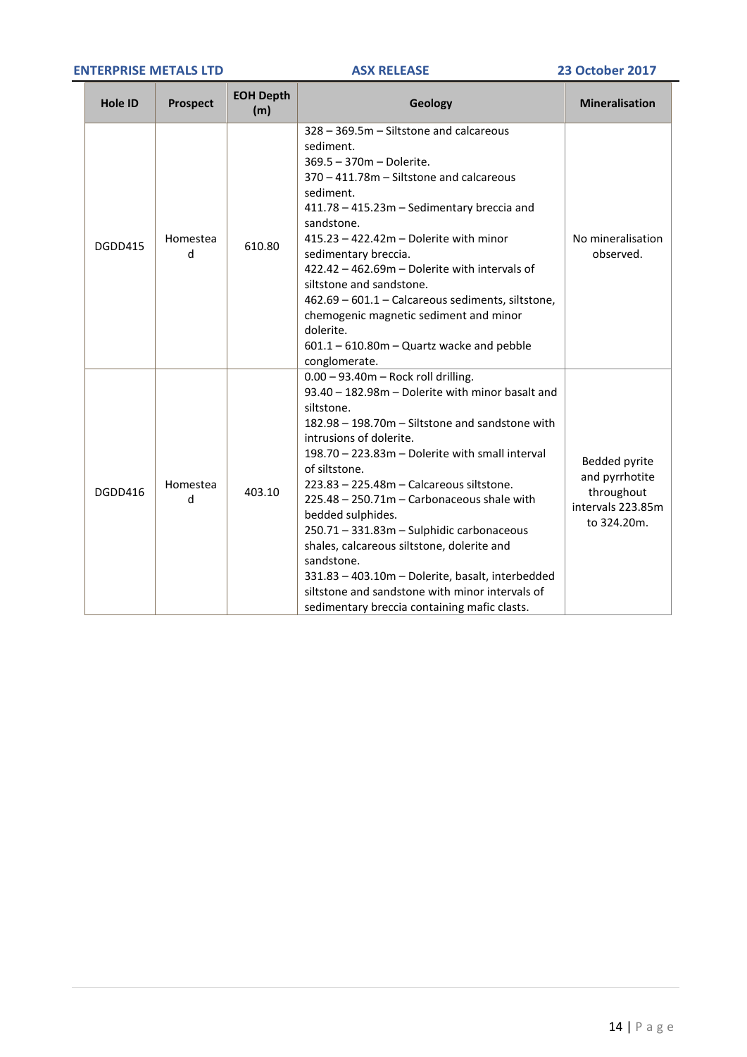| Hole ID | Prospect | EOH Depth (m) | Geology | Mineralisation |
|---|---|---|---|---|
| DGDD415 | Homestead | 610.80 | 328 – 369.5m – Siltstone and calcareous sediment.<br>369.5 – 370m – Dolerite.<br>370 – 411.78m – Siltstone and calcareous sediment.<br>411.78 – 415.23m – Sedimentary breccia and sandstone.<br>415.23 – 422.42m – Dolerite with minor sedimentary breccia.<br>422.42 – 462.69m – Dolerite with intervals of siltstone and sandstone.<br>462.69 – 601.1 – Calcareous sediments, siltstone, chemogenic magnetic sediment and minor dolerite.<br>601.1 – 610.80m – Quartz wacke and pebble conglomerate. | No mineralisation observed. |
| DGDD416 | Homestead | 403.10 | 0.00 – 93.40m – Rock roll drilling.<br>93.40 – 182.98m – Dolerite with minor basalt and siltstone.<br>182.98 – 198.70m – Siltstone and sandstone with intrusions of dolerite.<br>198.70 – 223.83m – Dolerite with small interval of siltstone.<br>223.83 – 225.48m – Calcareous siltstone.<br>225.48 – 250.71m – Carbonaceous shale with bedded sulphides.<br>250.71 – 331.83m – Sulphidic carbonaceous shales, calcareous siltstone, dolerite and sandstone.<br>331.83 – 403.10m – Dolerite, basalt, interbedded siltstone and sandstone with minor intervals of sedimentary breccia containing mafic clasts. | Bedded pyrite and pyrrhotite throughout intervals 223.85m to 324.20m. |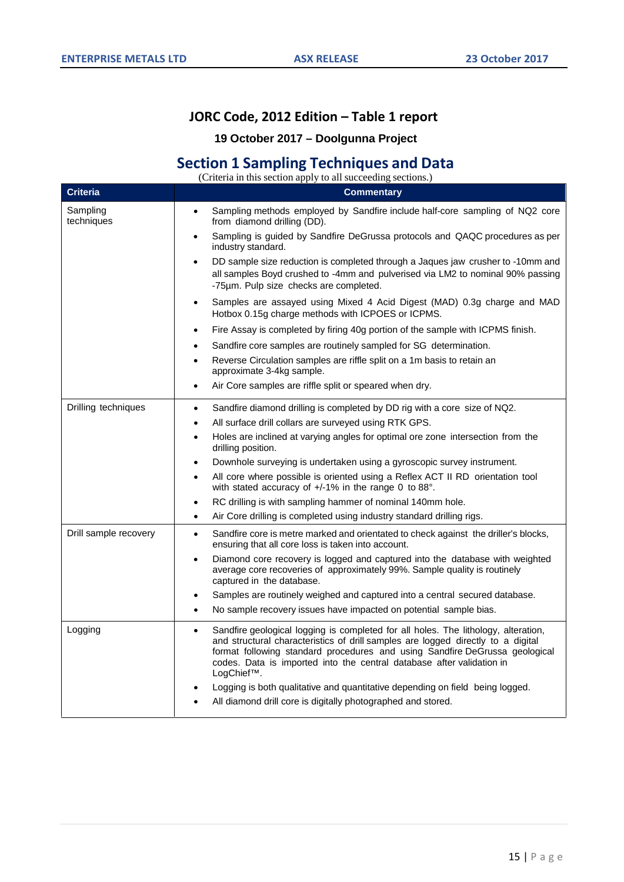# JORC Code, 2012 Edition – Table 1 report

**19 October 2017 – Doolgunna Project**

## Section 1 Sampling Techniques and Data

(Criteria in this section apply to all succeeding sections.)

| Criteria | Commentary |
| --- | --- |
| Sampling techniques | • Sampling methods employed by Sandfire include half-core sampling of NQ2 core from diamond drilling (DD).<br>• Sampling is guided by Sandfire DeGrussa protocols and QAQC procedures as per industry standard.<br>• DD sample size reduction is completed through a Jaques jaw crusher to -10mm and all samples Boyd crushed to -4mm and pulverised via LM2 to nominal 90% passing -75µm. Pulp size checks are completed.<br>• Samples are assayed using Mixed 4 Acid Digest (MAD) 0.3g charge and MAD Hotbox 0.15g charge methods with ICPOES or ICPMS.<br>• Fire Assay is completed by firing 40g portion of the sample with ICPMS finish.<br>• Sandfire core samples are routinely sampled for SG determination.<br>• Reverse Circulation samples are riffle split on a 1m basis to retain an approximate 3-4kg sample.<br>• Air Core samples are riffle split or speared when dry. |
| Drilling techniques | • Sandfire diamond drilling is completed by DD rig with a core size of NQ2.<br>• All surface drill collars are surveyed using RTK GPS.<br>• Holes are inclined at varying angles for optimal ore zone intersection from the drilling position.<br>• Downhole surveying is undertaken using a gyroscopic survey instrument.<br>• All core where possible is oriented using a Reflex ACT II RD orientation tool with stated accuracy of +/-1% in the range 0 to 88°.<br>• RC drilling is with sampling hammer of nominal 140mm hole.<br>• Air Core drilling is completed using industry standard drilling rigs. |
| Drill sample recovery | • Sandfire core is metre marked and orientated to check against the driller's blocks, ensuring that all core loss is taken into account.<br>• Diamond core recovery is logged and captured into the database with weighted average core recoveries of approximately 99%. Sample quality is routinely captured in the database.<br>• Samples are routinely weighed and captured into a central secured database.<br>• No sample recovery issues have impacted on potential sample bias. |
| Logging | • Sandfire geological logging is completed for all holes. The lithology, alteration, and structural characteristics of drill samples are logged directly to a digital format following standard procedures and using Sandfire DeGrussa geological codes. Data is imported into the central database after validation in LogChief™.<br>• Logging is both qualitative and quantitative depending on field being logged.<br>• All diamond drill core is digitally photographed and stored. |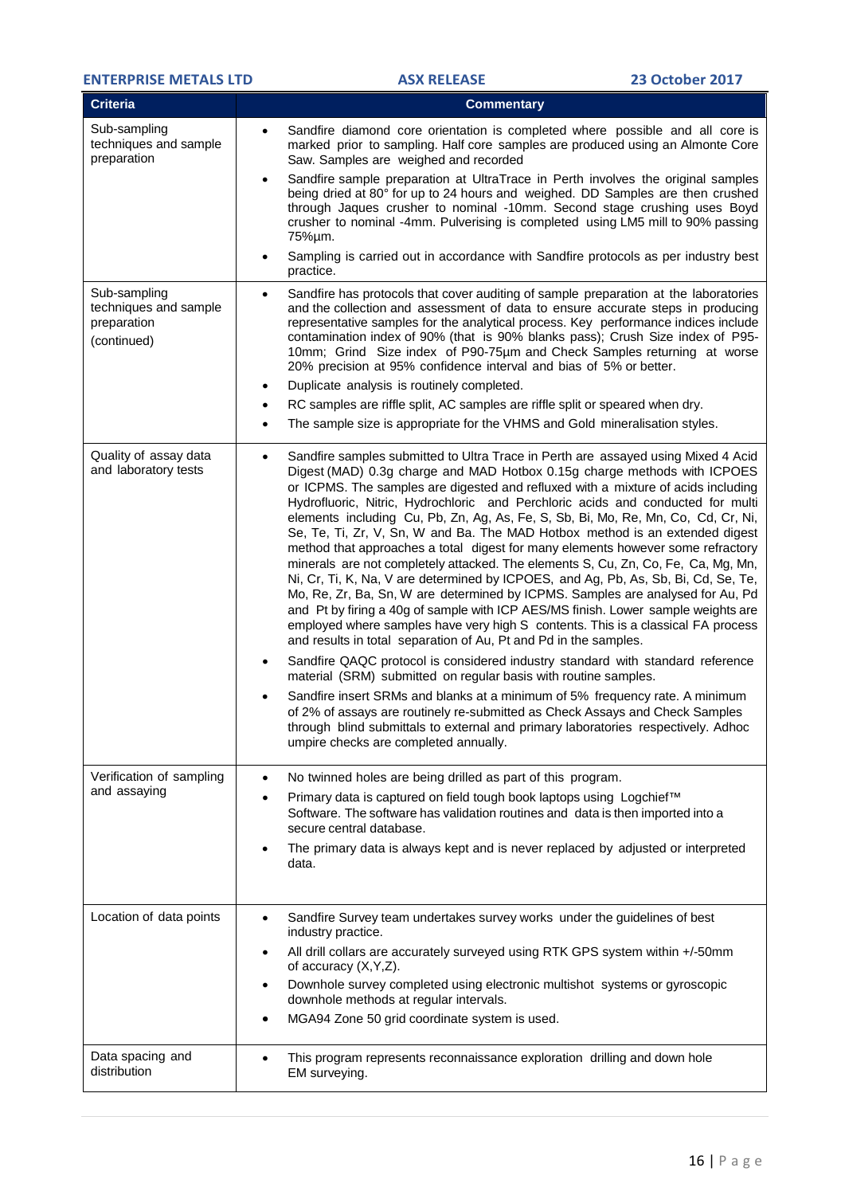| Criteria | Commentary |
|---|---|
| Sub-sampling techniques and sample preparation | • Sandfire diamond core orientation is completed where possible and all core is marked prior to sampling. Half core samples are produced using an Almonte Core Saw. Samples are weighed and recorded<br>• Sandfire sample preparation at UltraTrace in Perth involves the original samples being dried at 80° for up to 24 hours and weighed. DD Samples are then crushed through Jaques crusher to nominal -10mm. Second stage crushing uses Boyd crusher to nominal -4mm. Pulverising is completed using LM5 mill to 90% passing 75%µm.<br>• Sampling is carried out in accordance with Sandfire protocols as per industry best practice. |
| Sub-sampling techniques and sample preparation (continued) | • Sandfire has protocols that cover auditing of sample preparation at the laboratories and the collection and assessment of data to ensure accurate steps in producing representative samples for the analytical process. Key performance indices include contamination index of 90% (that is 90% blanks pass); Crush Size index of P95-10mm; Grind Size index of P90-75µm and Check Samples returning at worse 20% precision at 95% confidence interval and bias of 5% or better.<br>• Duplicate analysis is routinely completed.<br>• RC samples are riffle split, AC samples are riffle split or speared when dry.<br>• The sample size is appropriate for the VHMS and Gold mineralisation styles. |
| Quality of assay data and laboratory tests | • Sandfire samples submitted to Ultra Trace in Perth are assayed using Mixed 4 Acid Digest (MAD) 0.3g charge and MAD Hotbox 0.15g charge methods with ICPOES or ICPMS. The samples are digested and refluxed with a mixture of acids including Hydrofluoric, Nitric, Hydrochloric and Perchloric acids and conducted for multi elements including Cu, Pb, Zn, Ag, As, Fe, S, Sb, Bi, Mo, Re, Mn, Co, Cd, Cr, Ni, Se, Te, Ti, Zr, V, Sn, W and Ba. The MAD Hotbox method is an extended digest method that approaches a total digest for many elements however some refractory minerals are not completely attacked. The elements S, Cu, Zn, Co, Fe, Ca, Mg, Mn, Ni, Cr, Ti, K, Na, V are determined by ICPOES, and Ag, Pb, As, Sb, Bi, Cd, Se, Te, Mo, Re, Zr, Ba, Sn, W are determined by ICPMS. Samples are analysed for Au, Pd and Pt by firing a 40g of sample with ICP AES/MS finish. Lower sample weights are employed where samples have very high S contents. This is a classical FA process and results in total separation of Au, Pt and Pd in the samples.<br>• Sandfire QAQC protocol is considered industry standard with standard reference material (SRM) submitted on regular basis with routine samples.<br>• Sandfire insert SRMs and blanks at a minimum of 5% frequency rate. A minimum of 2% of assays are routinely re-submitted as Check Assays and Check Samples through blind submittals to external and primary laboratories respectively. Adhoc umpire checks are completed annually. |
| Verification of sampling and assaying | • No twinned holes are being drilled as part of this program.<br>• Primary data is captured on field tough book laptops using Logchief™ Software. The software has validation routines and data is then imported into a secure central database.<br>• The primary data is always kept and is never replaced by adjusted or interpreted data. |
| Location of data points | • Sandfire Survey team undertakes survey works under the guidelines of best industry practice.<br>• All drill collars are accurately surveyed using RTK GPS system within +/-50mm of accuracy (X,Y,Z).<br>• Downhole survey completed using electronic multishot systems or gyroscopic downhole methods at regular intervals.<br>• MGA94 Zone 50 grid coordinate system is used. |
| Data spacing and distribution | • This program represents reconnaissance exploration drilling and down hole EM surveying. |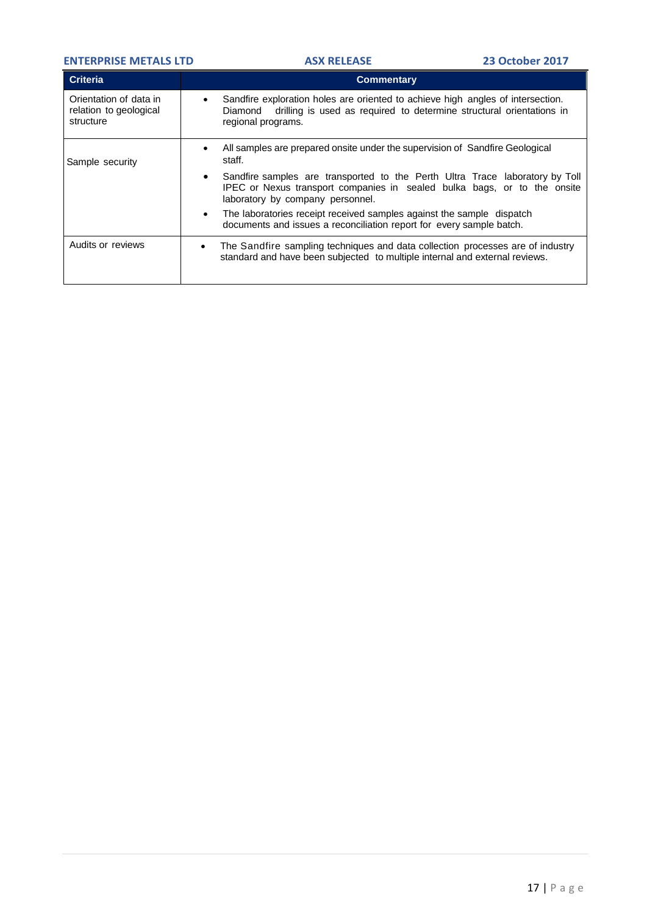| Criteria | Commentary |
|---|---|
| Orientation of data in relation to geological structure | • Sandfire exploration holes are oriented to achieve high angles of intersection. Diamond drilling is used as required to determine structural orientations in regional programs. |
| Sample security | • All samples are prepared onsite under the supervision of Sandfire Geological staff.<br>• Sandfire samples are transported to the Perth Ultra Trace laboratory by Toll IPEC or Nexus transport companies in sealed bulka bags, or to the onsite laboratory by company personnel.<br>• The laboratories receipt received samples against the sample dispatch documents and issues a reconciliation report for every sample batch. |
| Audits or reviews | • The Sandfire sampling techniques and data collection processes are of industry standard and have been subjected to multiple internal and external reviews. |